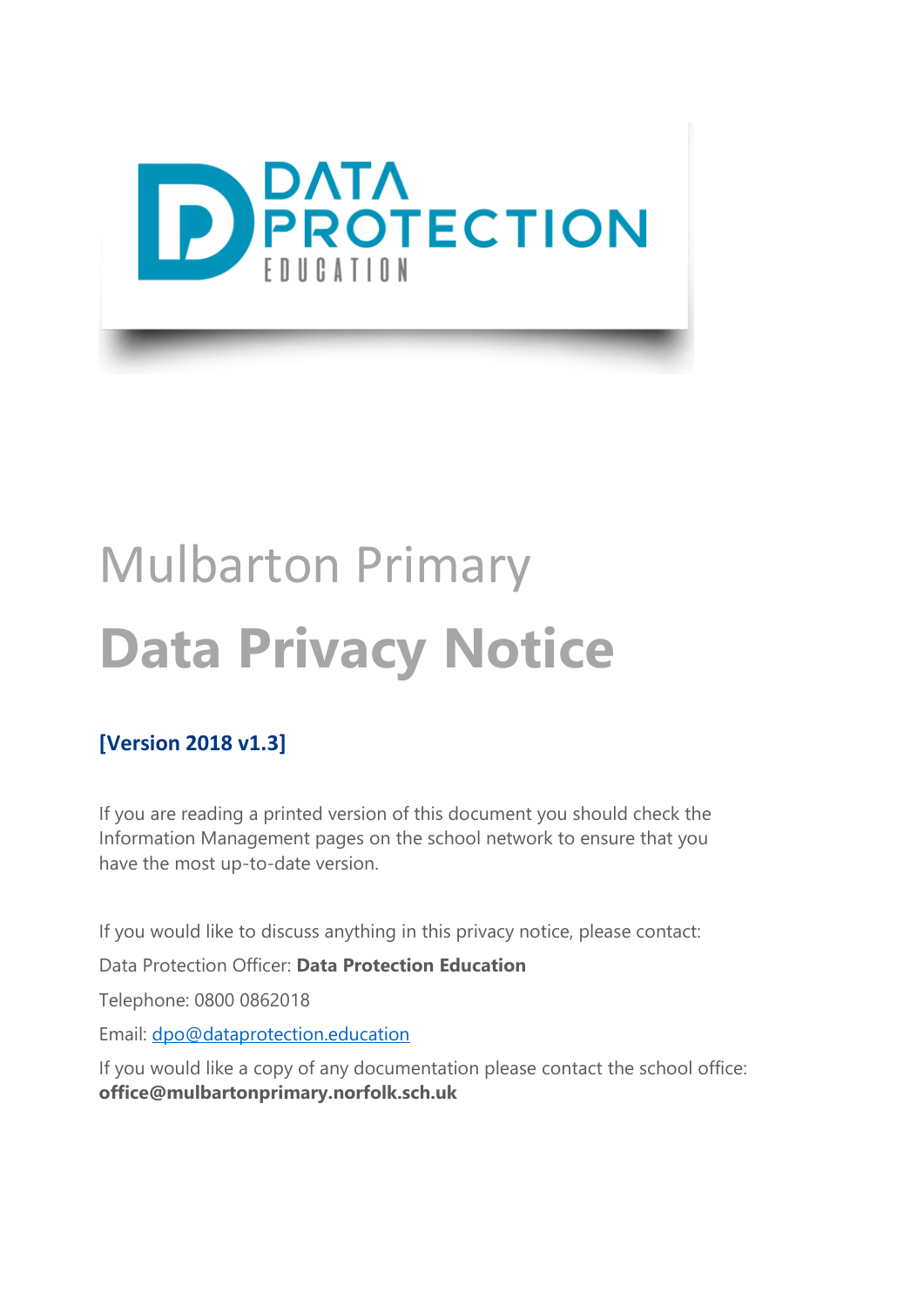# Mulbarton Primary

# Data Privacy Notice

**[Version 2018 v1.3]**

If you are reading a printed version of this document you should check the Information Management pages on the school network to ensure that you have the most up-to-date version.

If you would like to discuss anything in this privacy notice, please contact:

Data Protection Officer: **Data Protection Education**

Telephone: 0800 0862018

Email: dpo@dataprotection.education

If you would like a copy of any documentation please contact the school office: **office@mulbartonprimary.norfolk.sch.uk**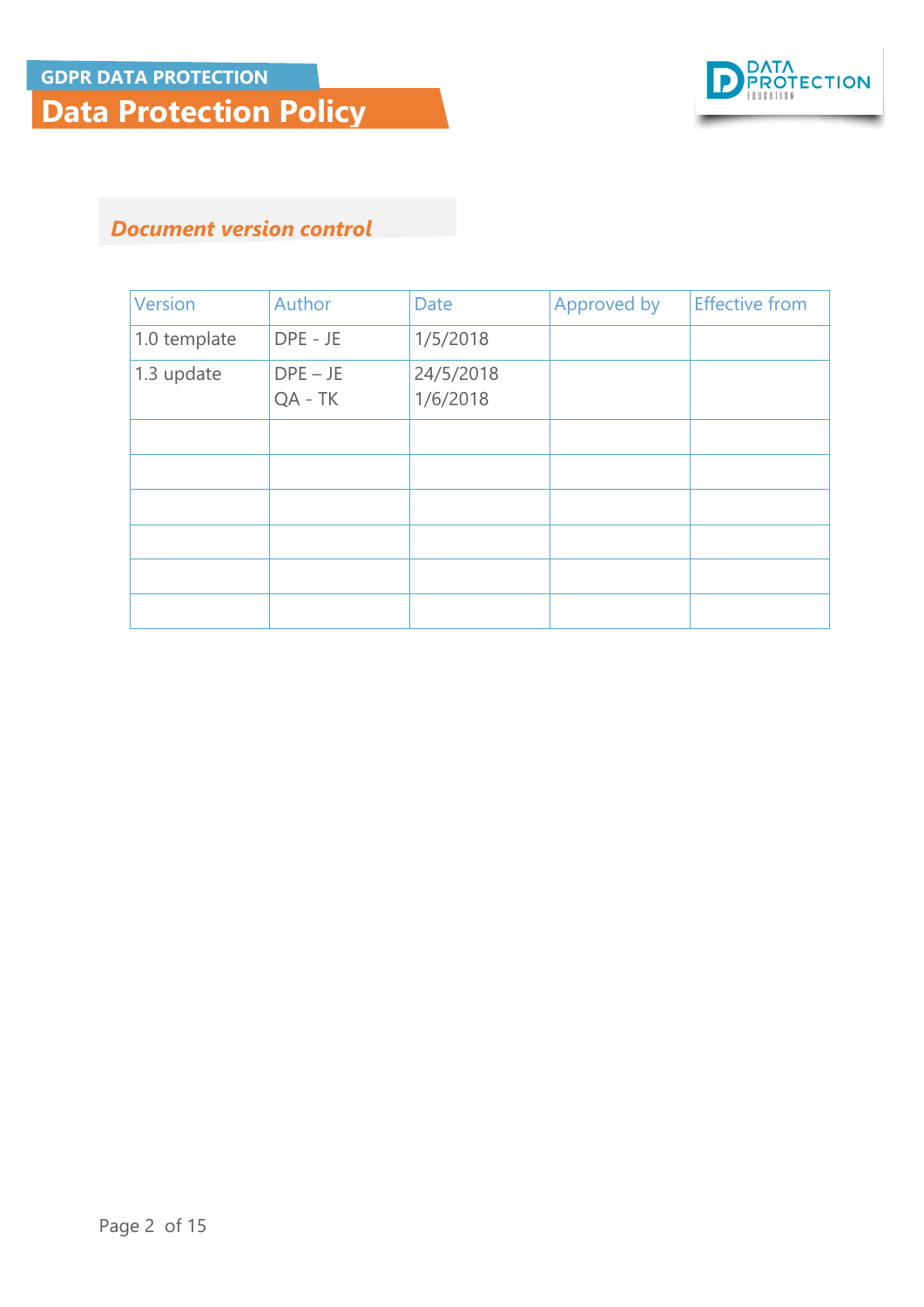## Document version control

| Version | Author | Date | Approved by | Effective from |
|---|---|---|---|---|
| 1.0 template | DPE - JE | 1/5/2018 | | |
| 1.3 update | DPE – JE<br>QA - TK | 24/5/2018<br>1/6/2018 | | |
| | | | | |
| | | | | |
| | | | | |
| | | | | |
| | | | | |
| | | | | |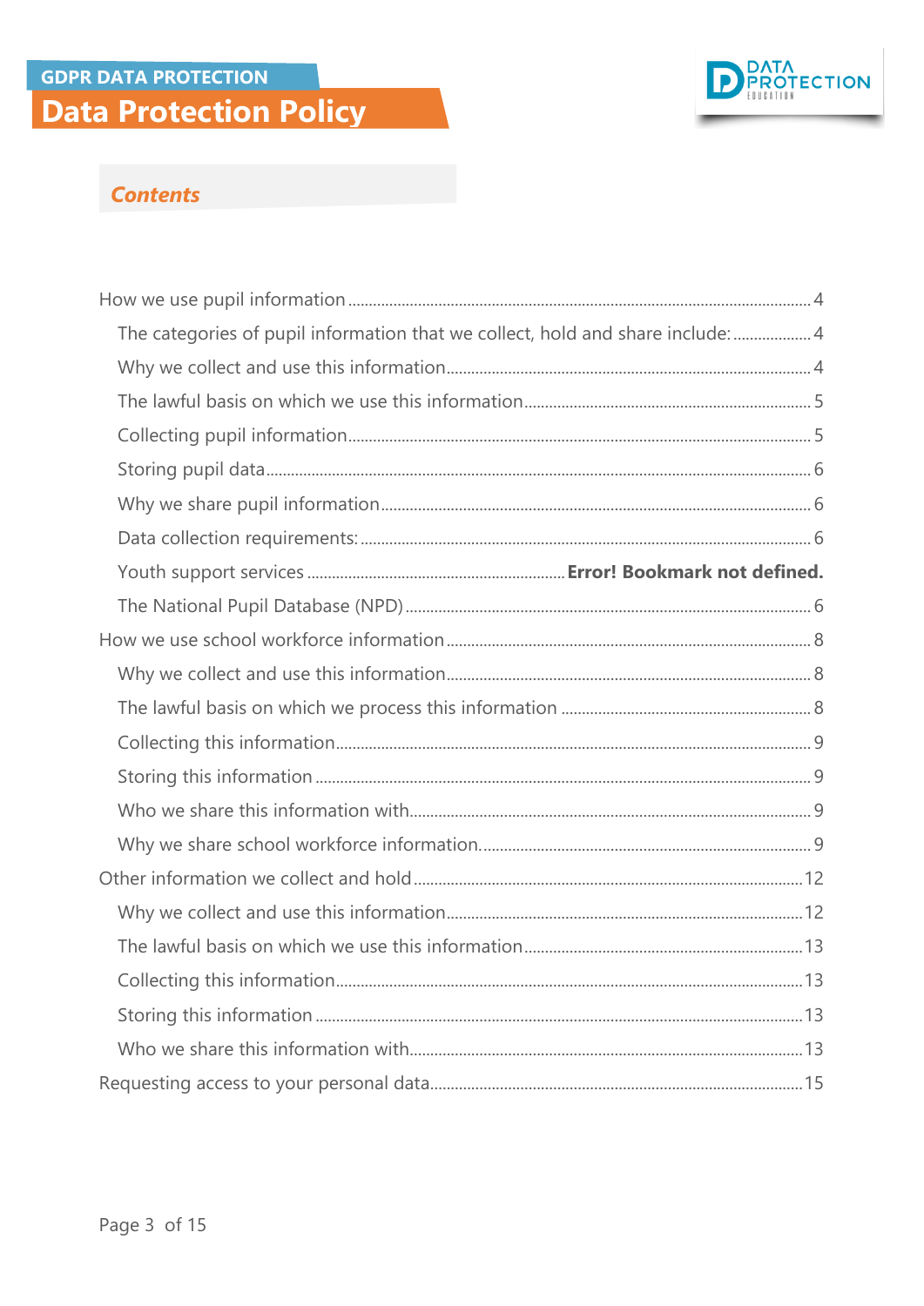## Contents

- How we use pupil information ........ 4
  - The categories of pupil information that we collect, hold and share include: ........ 4
  - Why we collect and use this information ........ 4
  - The lawful basis on which we use this information ........ 5
  - Collecting pupil information ........ 5
  - Storing pupil data ........ 6
  - Why we share pupil information ........ 6
  - Data collection requirements: ........ 6
  - Youth support services ........ **Error! Bookmark not defined.**
  - The National Pupil Database (NPD) ........ 6
- How we use school workforce information ........ 8
  - Why we collect and use this information ........ 8
  - The lawful basis on which we process this information ........ 8
  - Collecting this information ........ 9
  - Storing this information ........ 9
  - Who we share this information with ........ 9
  - Why we share school workforce information ........ 9
- Other information we collect and hold ........ 12
  - Why we collect and use this information ........ 12
  - The lawful basis on which we use this information ........ 13
  - Collecting this information ........ 13
  - Storing this information ........ 13
  - Who we share this information with ........ 13
- Requesting access to your personal data ........ 15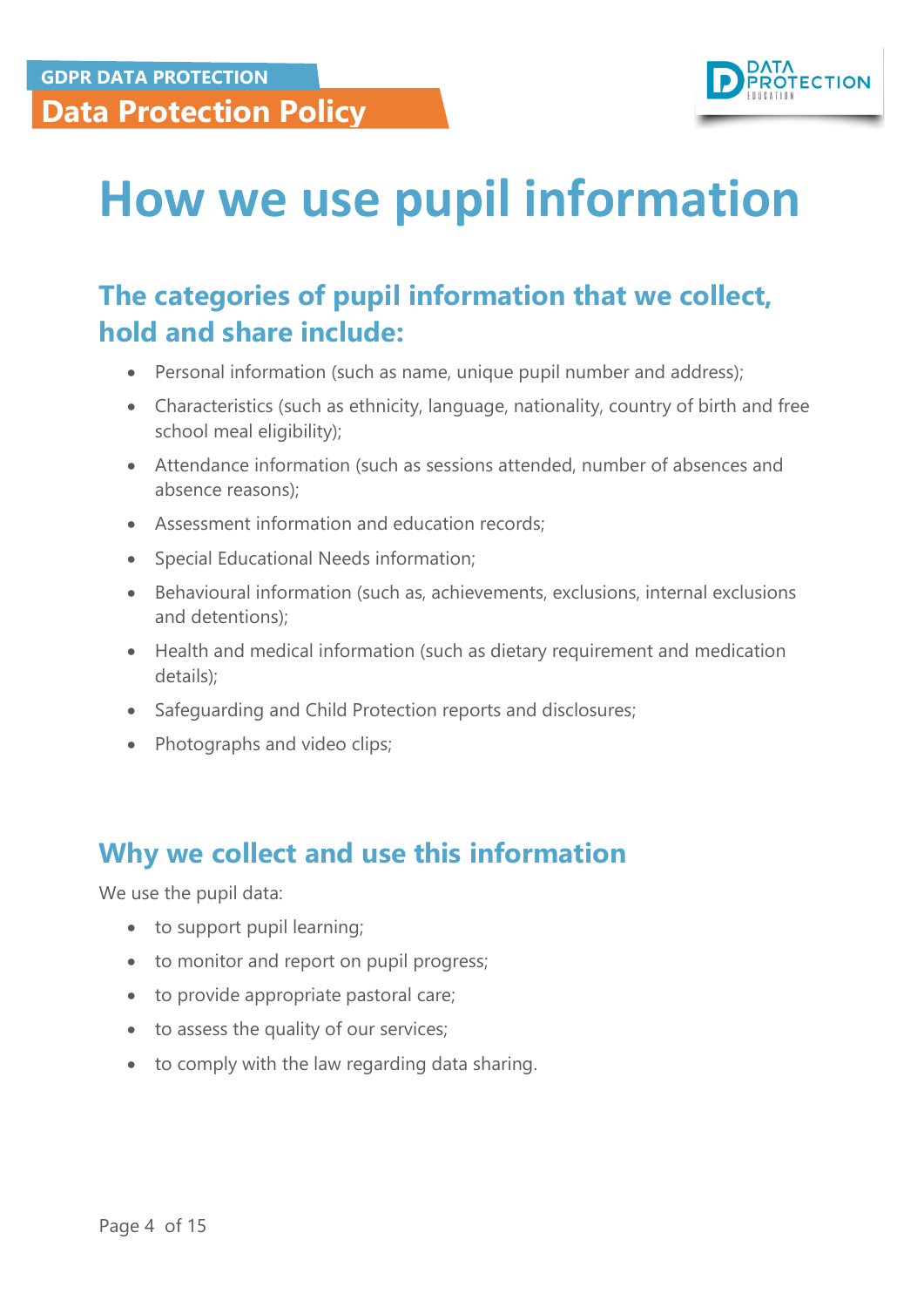# How we use pupil information

## The categories of pupil information that we collect, hold and share include:

- Personal information (such as name, unique pupil number and address);
- Characteristics (such as ethnicity, language, nationality, country of birth and free school meal eligibility);
- Attendance information (such as sessions attended, number of absences and absence reasons);
- Assessment information and education records;
- Special Educational Needs information;
- Behavioural information (such as, achievements, exclusions, internal exclusions and detentions);
- Health and medical information (such as dietary requirement and medication details);
- Safeguarding and Child Protection reports and disclosures;
- Photographs and video clips;

## Why we collect and use this information

We use the pupil data:

- to support pupil learning;
- to monitor and report on pupil progress;
- to provide appropriate pastoral care;
- to assess the quality of our services;
- to comply with the law regarding data sharing.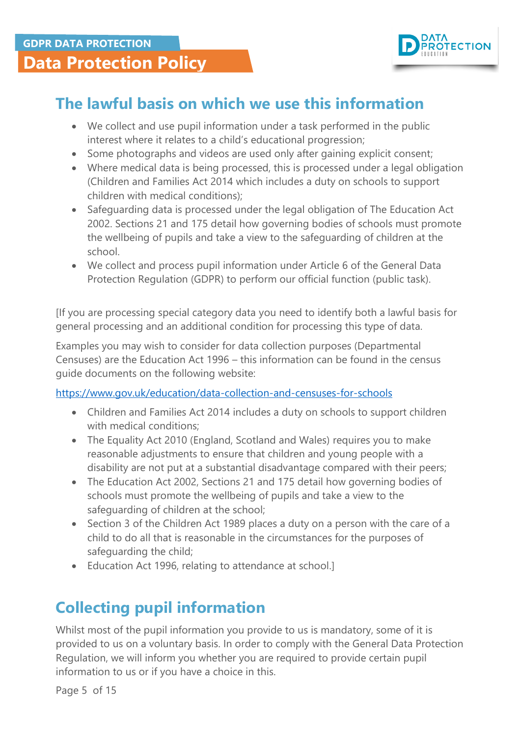## The lawful basis on which we use this information

- We collect and use pupil information under a task performed in the public interest where it relates to a child's educational progression;
- Some photographs and videos are used only after gaining explicit consent;
- Where medical data is being processed, this is processed under a legal obligation (Children and Families Act 2014 which includes a duty on schools to support children with medical conditions);
- Safeguarding data is processed under the legal obligation of The Education Act 2002. Sections 21 and 175 detail how governing bodies of schools must promote the wellbeing of pupils and take a view to the safeguarding of children at the school.
- We collect and process pupil information under Article 6 of the General Data Protection Regulation (GDPR) to perform our official function (public task).

[If you are processing special category data you need to identify both a lawful basis for general processing and an additional condition for processing this type of data.

Examples you may wish to consider for data collection purposes (Departmental Censuses) are the Education Act 1996 – this information can be found in the census guide documents on the following website:

https://www.gov.uk/education/data-collection-and-censuses-for-schools

- Children and Families Act 2014 includes a duty on schools to support children with medical conditions;
- The Equality Act 2010 (England, Scotland and Wales) requires you to make reasonable adjustments to ensure that children and young people with a disability are not put at a substantial disadvantage compared with their peers;
- The Education Act 2002, Sections 21 and 175 detail how governing bodies of schools must promote the wellbeing of pupils and take a view to the safeguarding of children at the school;
- Section 3 of the Children Act 1989 places a duty on a person with the care of a child to do all that is reasonable in the circumstances for the purposes of safeguarding the child;
- Education Act 1996, relating to attendance at school.]

## Collecting pupil information

Whilst most of the pupil information you provide to us is mandatory, some of it is provided to us on a voluntary basis. In order to comply with the General Data Protection Regulation, we will inform you whether you are required to provide certain pupil information to us or if you have a choice in this.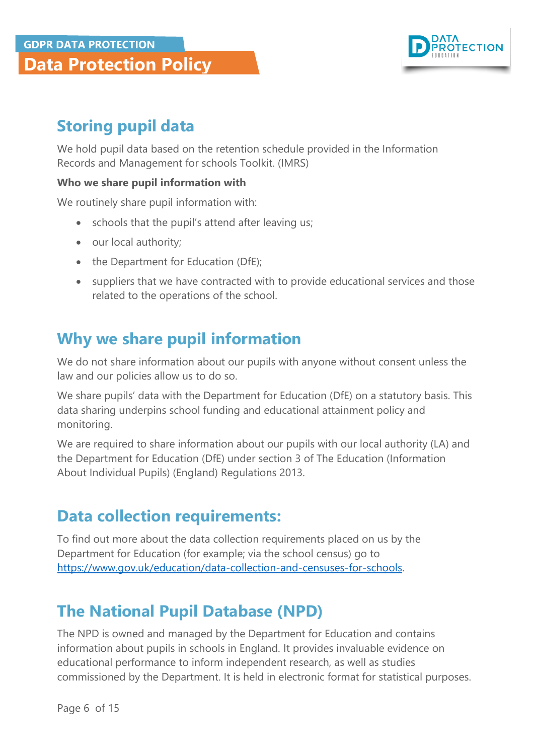## Storing pupil data

We hold pupil data based on the retention schedule provided in the Information Records and Management for schools Toolkit. (IMRS)

**Who we share pupil information with**

We routinely share pupil information with:

- schools that the pupil's attend after leaving us;
- our local authority;
- the Department for Education (DfE);
- suppliers that we have contracted with to provide educational services and those related to the operations of the school.

## Why we share pupil information

We do not share information about our pupils with anyone without consent unless the law and our policies allow us to do so.

We share pupils' data with the Department for Education (DfE) on a statutory basis. This data sharing underpins school funding and educational attainment policy and monitoring.

We are required to share information about our pupils with our local authority (LA) and the Department for Education (DfE) under section 3 of The Education (Information About Individual Pupils) (England) Regulations 2013.

## Data collection requirements:

To find out more about the data collection requirements placed on us by the Department for Education (for example; via the school census) go to [https://www.gov.uk/education/data-collection-and-censuses-for-schools](https://www.gov.uk/education/data-collection-and-censuses-for-schools).

## The National Pupil Database (NPD)

The NPD is owned and managed by the Department for Education and contains information about pupils in schools in England. It provides invaluable evidence on educational performance to inform independent research, as well as studies commissioned by the Department. It is held in electronic format for statistical purposes.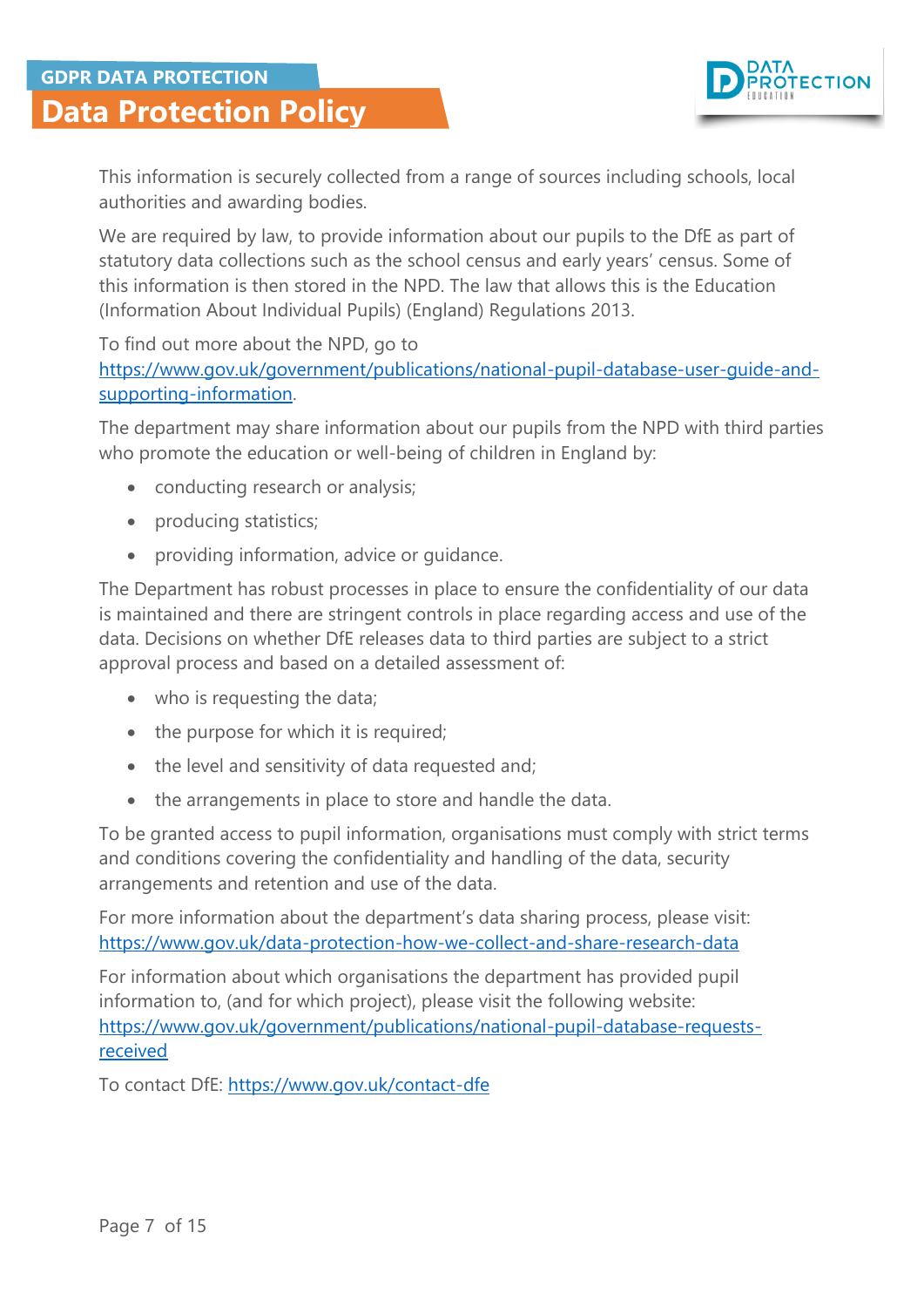This information is securely collected from a range of sources including schools, local authorities and awarding bodies.

We are required by law, to provide information about our pupils to the DfE as part of statutory data collections such as the school census and early years' census. Some of this information is then stored in the NPD. The law that allows this is the Education (Information About Individual Pupils) (England) Regulations 2013.

To find out more about the NPD, go to [https://www.gov.uk/government/publications/national-pupil-database-user-guide-and-supporting-information](https://www.gov.uk/government/publications/national-pupil-database-user-guide-and-supporting-information).

The department may share information about our pupils from the NPD with third parties who promote the education or well-being of children in England by:

- conducting research or analysis;
- producing statistics;
- providing information, advice or guidance.

The Department has robust processes in place to ensure the confidentiality of our data is maintained and there are stringent controls in place regarding access and use of the data. Decisions on whether DfE releases data to third parties are subject to a strict approval process and based on a detailed assessment of:

- who is requesting the data;
- the purpose for which it is required;
- the level and sensitivity of data requested and;
- the arrangements in place to store and handle the data.

To be granted access to pupil information, organisations must comply with strict terms and conditions covering the confidentiality and handling of the data, security arrangements and retention and use of the data.

For more information about the department's data sharing process, please visit: [https://www.gov.uk/data-protection-how-we-collect-and-share-research-data](https://www.gov.uk/data-protection-how-we-collect-and-share-research-data)

For information about which organisations the department has provided pupil information to, (and for which project), please visit the following website: [https://www.gov.uk/government/publications/national-pupil-database-requests-received](https://www.gov.uk/government/publications/national-pupil-database-requests-received)

To contact DfE: [https://www.gov.uk/contact-dfe](https://www.gov.uk/contact-dfe)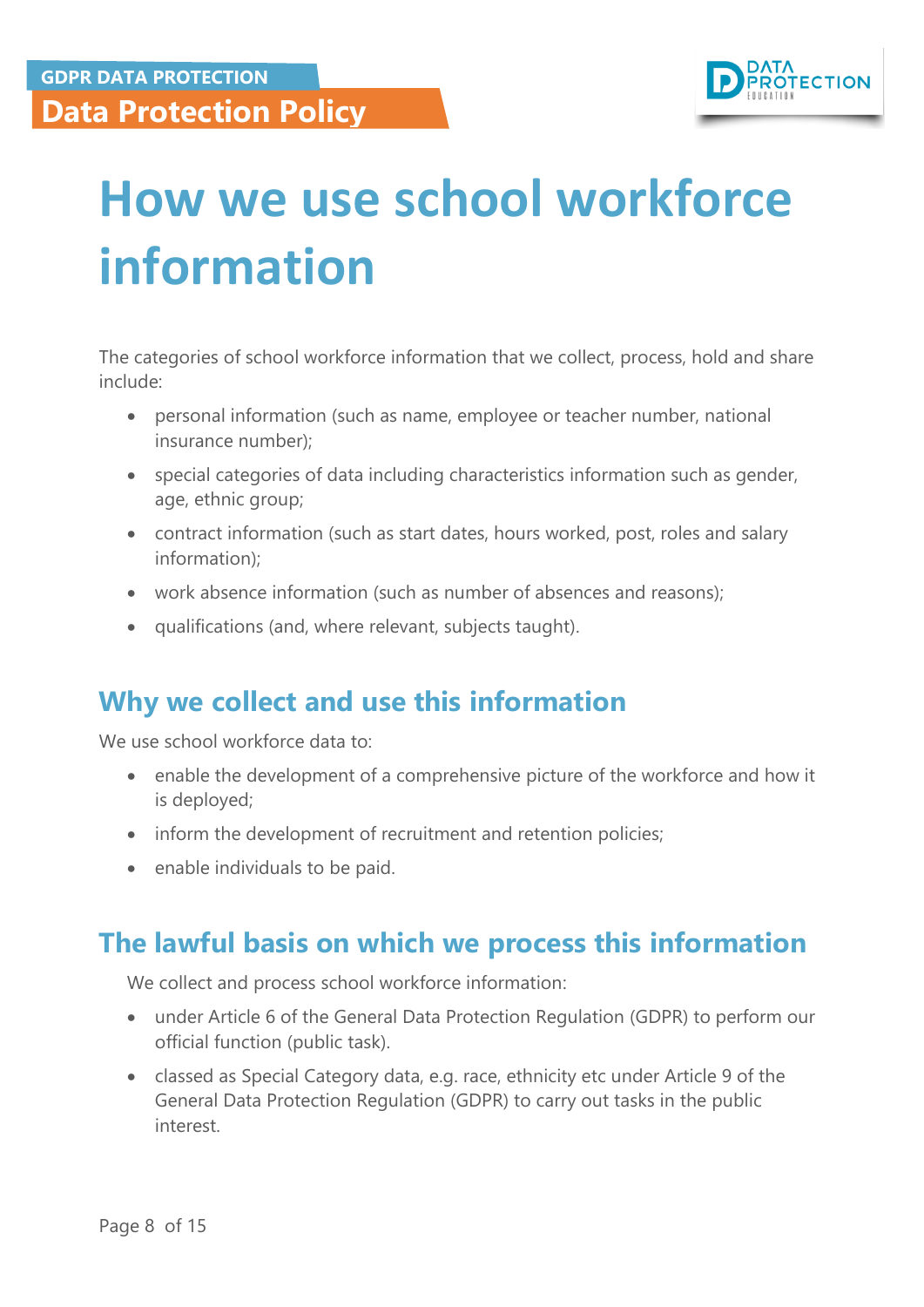# How we use school workforce information

The categories of school workforce information that we collect, process, hold and share include:

- personal information (such as name, employee or teacher number, national insurance number);
- special categories of data including characteristics information such as gender, age, ethnic group;
- contract information (such as start dates, hours worked, post, roles and salary information);
- work absence information (such as number of absences and reasons);
- qualifications (and, where relevant, subjects taught).

## Why we collect and use this information

We use school workforce data to:

- enable the development of a comprehensive picture of the workforce and how it is deployed;
- inform the development of recruitment and retention policies;
- enable individuals to be paid.

## The lawful basis on which we process this information

We collect and process school workforce information:

- under Article 6 of the General Data Protection Regulation (GDPR) to perform our official function (public task).
- classed as Special Category data, e.g. race, ethnicity etc under Article 9 of the General Data Protection Regulation (GDPR) to carry out tasks in the public interest.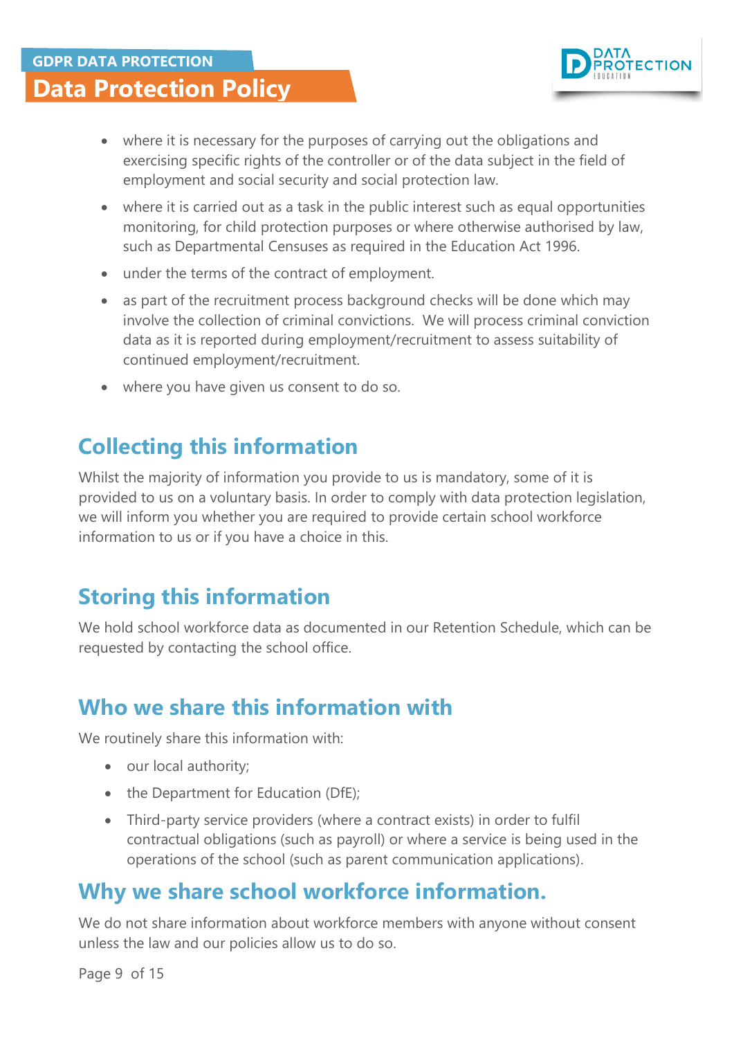- where it is necessary for the purposes of carrying out the obligations and exercising specific rights of the controller or of the data subject in the field of employment and social security and social protection law.
- where it is carried out as a task in the public interest such as equal opportunities monitoring, for child protection purposes or where otherwise authorised by law, such as Departmental Censuses as required in the Education Act 1996.
- under the terms of the contract of employment.
- as part of the recruitment process background checks will be done which may involve the collection of criminal convictions. We will process criminal conviction data as it is reported during employment/recruitment to assess suitability of continued employment/recruitment.
- where you have given us consent to do so.

## Collecting this information

Whilst the majority of information you provide to us is mandatory, some of it is provided to us on a voluntary basis. In order to comply with data protection legislation, we will inform you whether you are required to provide certain school workforce information to us or if you have a choice in this.

## Storing this information

We hold school workforce data as documented in our Retention Schedule, which can be requested by contacting the school office.

## Who we share this information with

We routinely share this information with:

- our local authority;
- the Department for Education (DfE);
- Third-party service providers (where a contract exists) in order to fulfil contractual obligations (such as payroll) or where a service is being used in the operations of the school (such as parent communication applications).

## Why we share school workforce information.

We do not share information about workforce members with anyone without consent unless the law and our policies allow us to do so.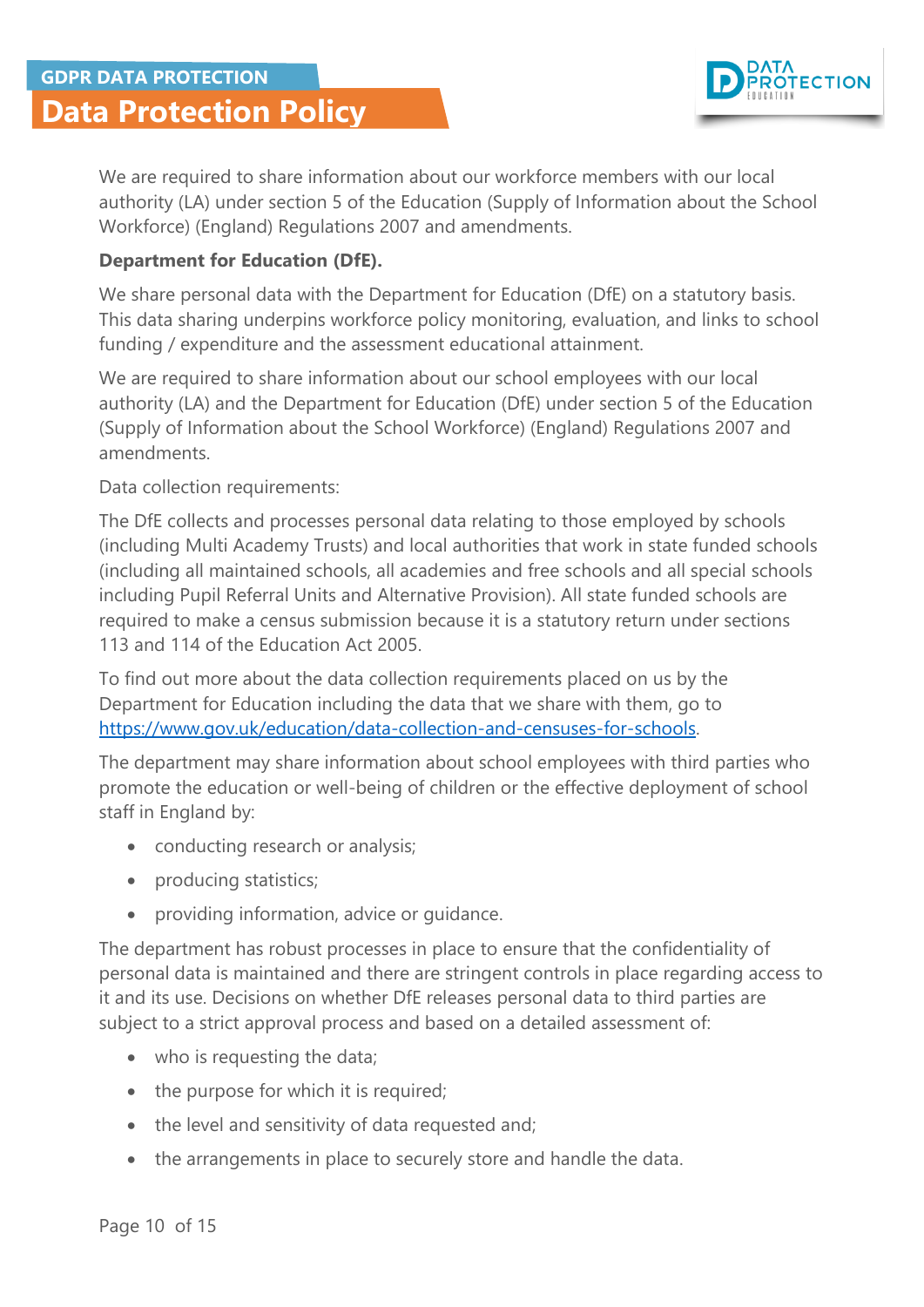We are required to share information about our workforce members with our local authority (LA) under section 5 of the Education (Supply of Information about the School Workforce) (England) Regulations 2007 and amendments.

**Department for Education (DfE).**

We share personal data with the Department for Education (DfE) on a statutory basis. This data sharing underpins workforce policy monitoring, evaluation, and links to school funding / expenditure and the assessment educational attainment.

We are required to share information about our school employees with our local authority (LA) and the Department for Education (DfE) under section 5 of the Education (Supply of Information about the School Workforce) (England) Regulations 2007 and amendments.

Data collection requirements:

The DfE collects and processes personal data relating to those employed by schools (including Multi Academy Trusts) and local authorities that work in state funded schools (including all maintained schools, all academies and free schools and all special schools including Pupil Referral Units and Alternative Provision). All state funded schools are required to make a census submission because it is a statutory return under sections 113 and 114 of the Education Act 2005.

To find out more about the data collection requirements placed on us by the Department for Education including the data that we share with them, go to [https://www.gov.uk/education/data-collection-and-censuses-for-schools](https://www.gov.uk/education/data-collection-and-censuses-for-schools).

The department may share information about school employees with third parties who promote the education or well-being of children or the effective deployment of school staff in England by:

- conducting research or analysis;
- producing statistics;
- providing information, advice or guidance.

The department has robust processes in place to ensure that the confidentiality of personal data is maintained and there are stringent controls in place regarding access to it and its use. Decisions on whether DfE releases personal data to third parties are subject to a strict approval process and based on a detailed assessment of:

- who is requesting the data;
- the purpose for which it is required;
- the level and sensitivity of data requested and;
- the arrangements in place to securely store and handle the data.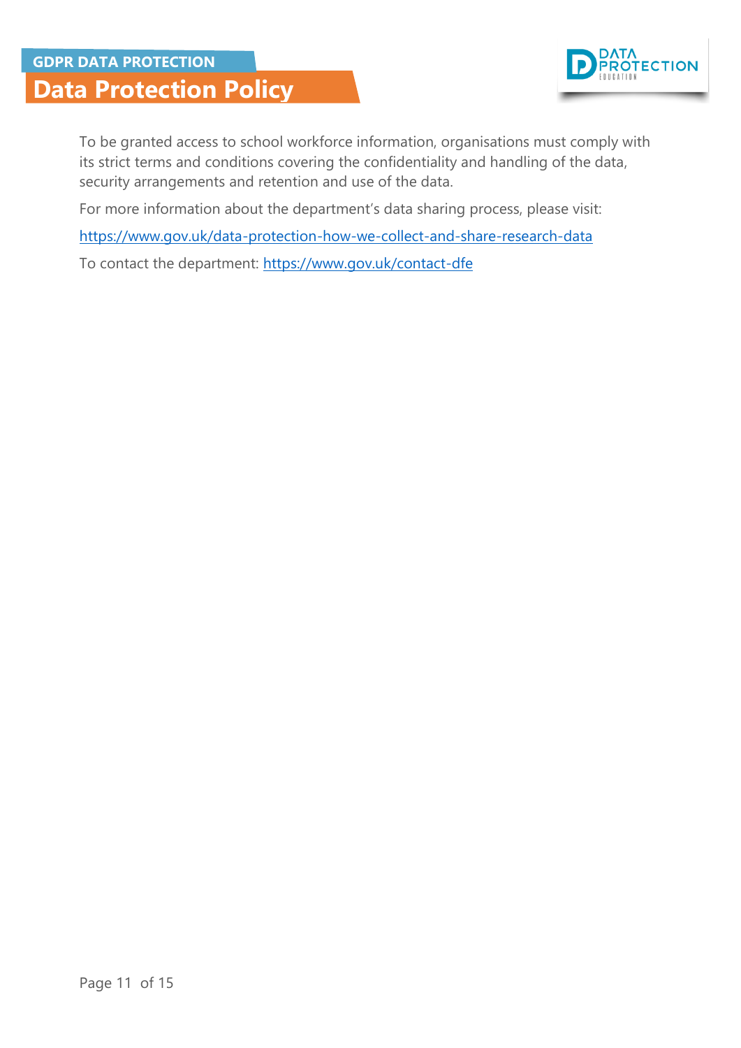To be granted access to school workforce information, organisations must comply with its strict terms and conditions covering the confidentiality and handling of the data, security arrangements and retention and use of the data.

For more information about the department's data sharing process, please visit:

https://www.gov.uk/data-protection-how-we-collect-and-share-research-data

To contact the department: https://www.gov.uk/contact-dfe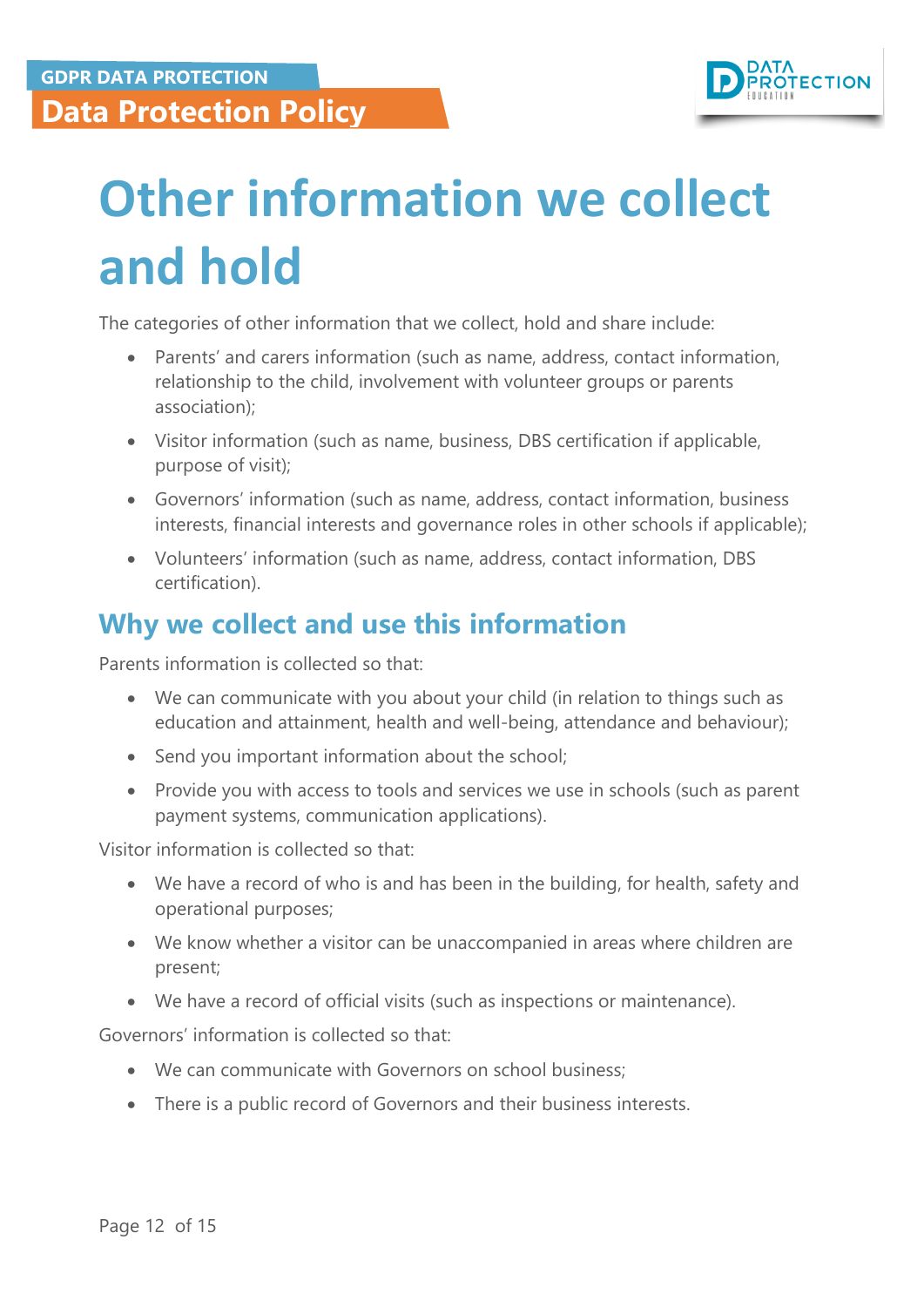# Other information we collect and hold

The categories of other information that we collect, hold and share include:

- Parents' and carers information (such as name, address, contact information, relationship to the child, involvement with volunteer groups or parents association);
- Visitor information (such as name, business, DBS certification if applicable, purpose of visit);
- Governors' information (such as name, address, contact information, business interests, financial interests and governance roles in other schools if applicable);
- Volunteers' information (such as name, address, contact information, DBS certification).

## Why we collect and use this information

Parents information is collected so that:

- We can communicate with you about your child (in relation to things such as education and attainment, health and well-being, attendance and behaviour);
- Send you important information about the school;
- Provide you with access to tools and services we use in schools (such as parent payment systems, communication applications).

Visitor information is collected so that:

- We have a record of who is and has been in the building, for health, safety and operational purposes;
- We know whether a visitor can be unaccompanied in areas where children are present;
- We have a record of official visits (such as inspections or maintenance).

Governors' information is collected so that:

- We can communicate with Governors on school business;
- There is a public record of Governors and their business interests.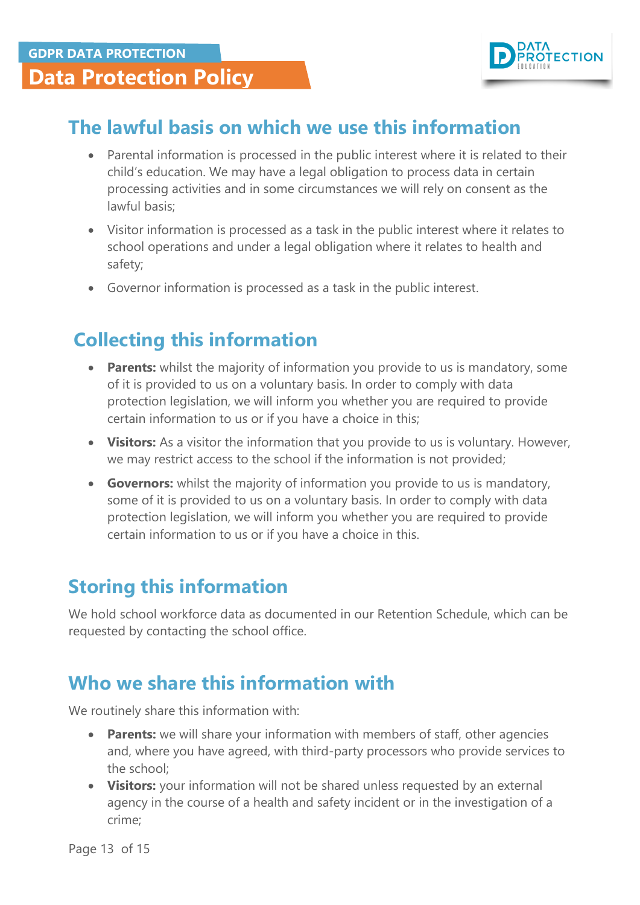## The lawful basis on which we use this information

- Parental information is processed in the public interest where it is related to their child's education. We may have a legal obligation to process data in certain processing activities and in some circumstances we will rely on consent as the lawful basis;
- Visitor information is processed as a task in the public interest where it relates to school operations and under a legal obligation where it relates to health and safety;
- Governor information is processed as a task in the public interest.

## Collecting this information

- **Parents:** whilst the majority of information you provide to us is mandatory, some of it is provided to us on a voluntary basis. In order to comply with data protection legislation, we will inform you whether you are required to provide certain information to us or if you have a choice in this;
- **Visitors:** As a visitor the information that you provide to us is voluntary. However, we may restrict access to the school if the information is not provided;
- **Governors:** whilst the majority of information you provide to us is mandatory, some of it is provided to us on a voluntary basis. In order to comply with data protection legislation, we will inform you whether you are required to provide certain information to us or if you have a choice in this.

## Storing this information

We hold school workforce data as documented in our Retention Schedule, which can be requested by contacting the school office.

## Who we share this information with

We routinely share this information with:

- **Parents:** we will share your information with members of staff, other agencies and, where you have agreed, with third-party processors who provide services to the school;
- **Visitors:** your information will not be shared unless requested by an external agency in the course of a health and safety incident or in the investigation of a crime;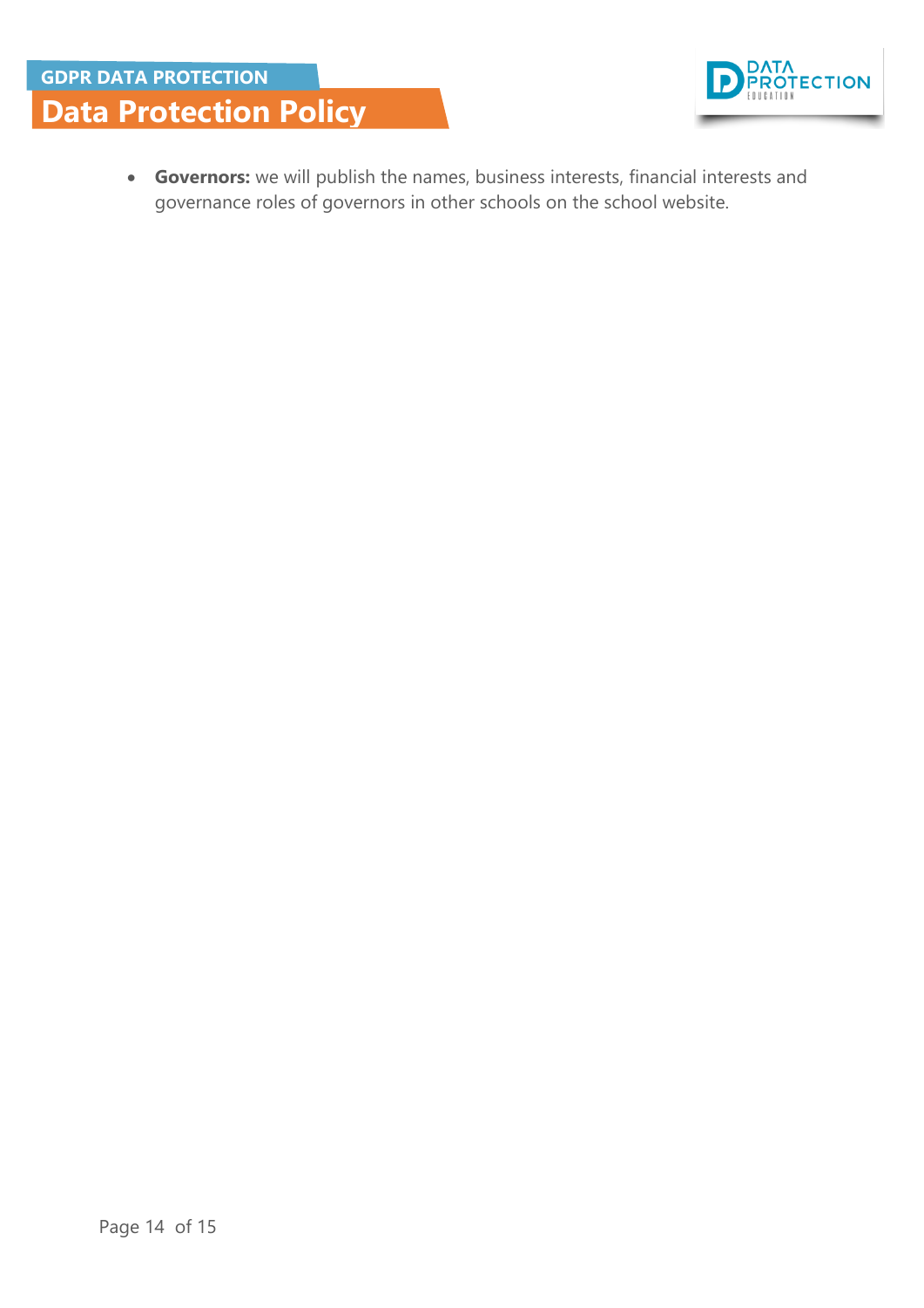- **Governors:** we will publish the names, business interests, financial interests and governance roles of governors in other schools on the school website.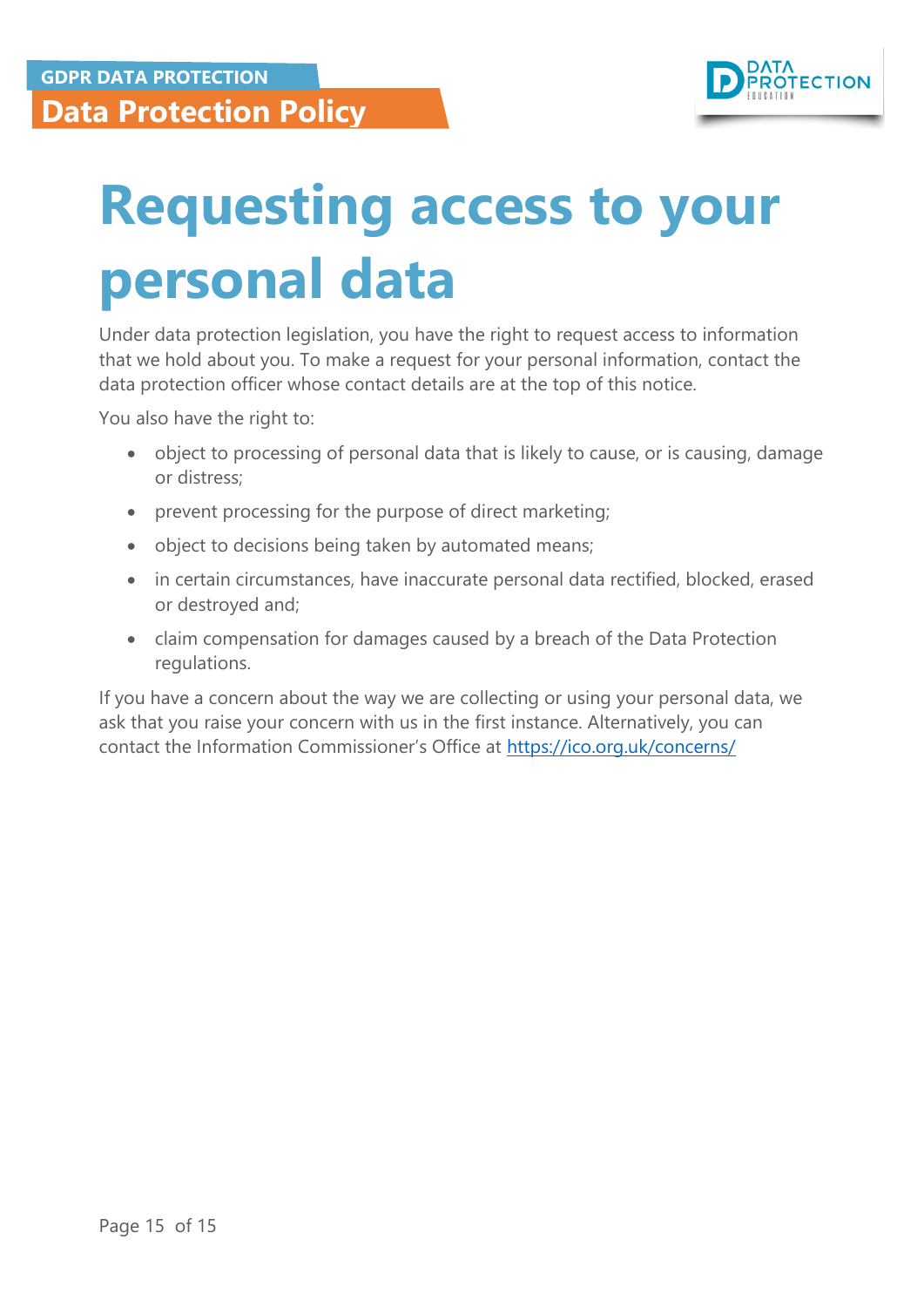# Requesting access to your personal data

Under data protection legislation, you have the right to request access to information that we hold about you. To make a request for your personal information, contact the data protection officer whose contact details are at the top of this notice.

You also have the right to:

- object to processing of personal data that is likely to cause, or is causing, damage or distress;
- prevent processing for the purpose of direct marketing;
- object to decisions being taken by automated means;
- in certain circumstances, have inaccurate personal data rectified, blocked, erased or destroyed and;
- claim compensation for damages caused by a breach of the Data Protection regulations.

If you have a concern about the way we are collecting or using your personal data, we ask that you raise your concern with us in the first instance. Alternatively, you can contact the Information Commissioner's Office at https://ico.org.uk/concerns/